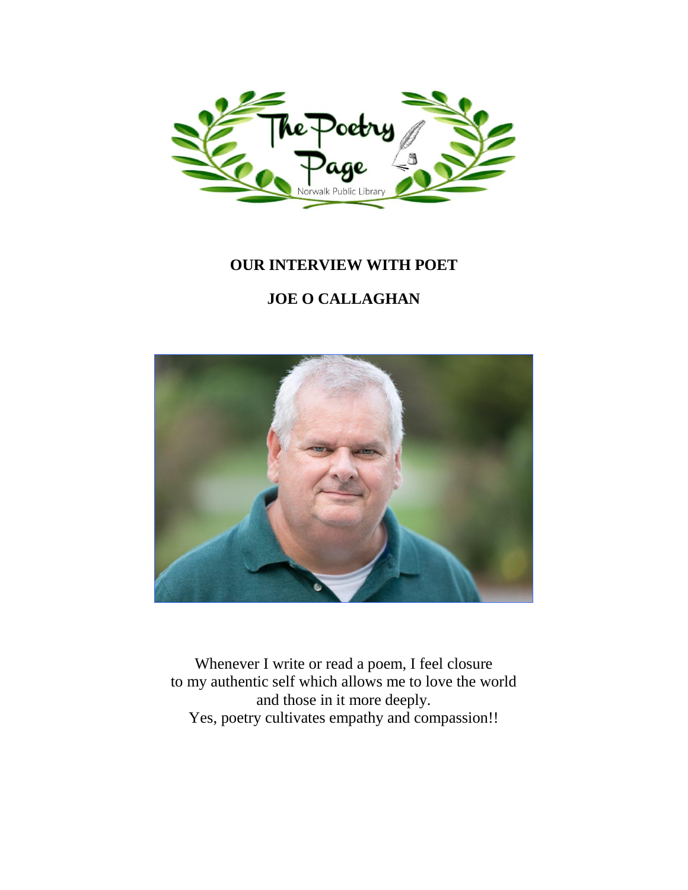The Poetry Page

Norwalk Public Library

**OUR INTERVIEW WITH POET**

**JOE O CALLAGHAN**

Whenever I write or read a poem, I feel closure
to my authentic self which allows me to love the world
and those in it more deeply.
Yes, poetry cultivates empathy and compassion!!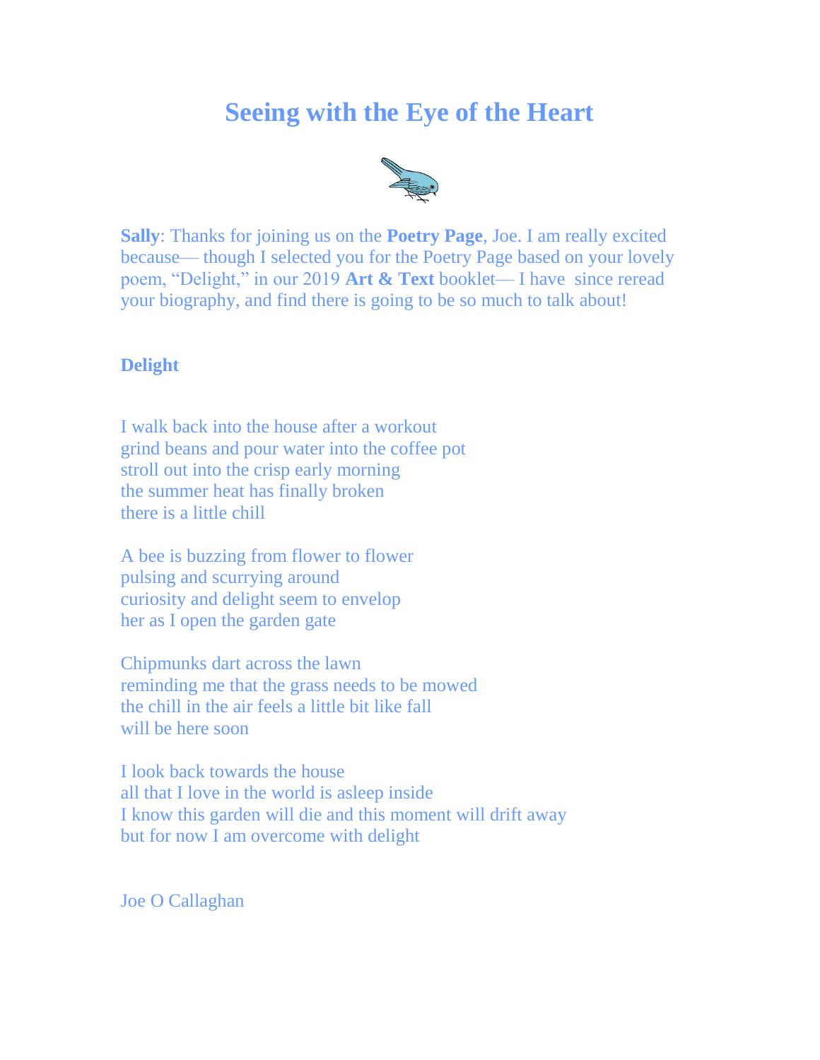# Seeing with the Eye of the Heart

**Sally**: Thanks for joining us on the **Poetry Page**, Joe. I am really excited because— though I selected you for the Poetry Page based on your lovely poem, "Delight," in our 2019 **Art & Text** booklet— I have since reread your biography, and find there is going to be so much to talk about!

**Delight**

I walk back into the house after a workout
grind beans and pour water into the coffee pot
stroll out into the crisp early morning
the summer heat has finally broken
there is a little chill

A bee is buzzing from flower to flower
pulsing and scurrying around
curiosity and delight seem to envelop
her as I open the garden gate

Chipmunks dart across the lawn
reminding me that the grass needs to be mowed
the chill in the air feels a little bit like fall
will be here soon

I look back towards the house
all that I love in the world is asleep inside
I know this garden will die and this moment will drift away
but for now I am overcome with delight

Joe O Callaghan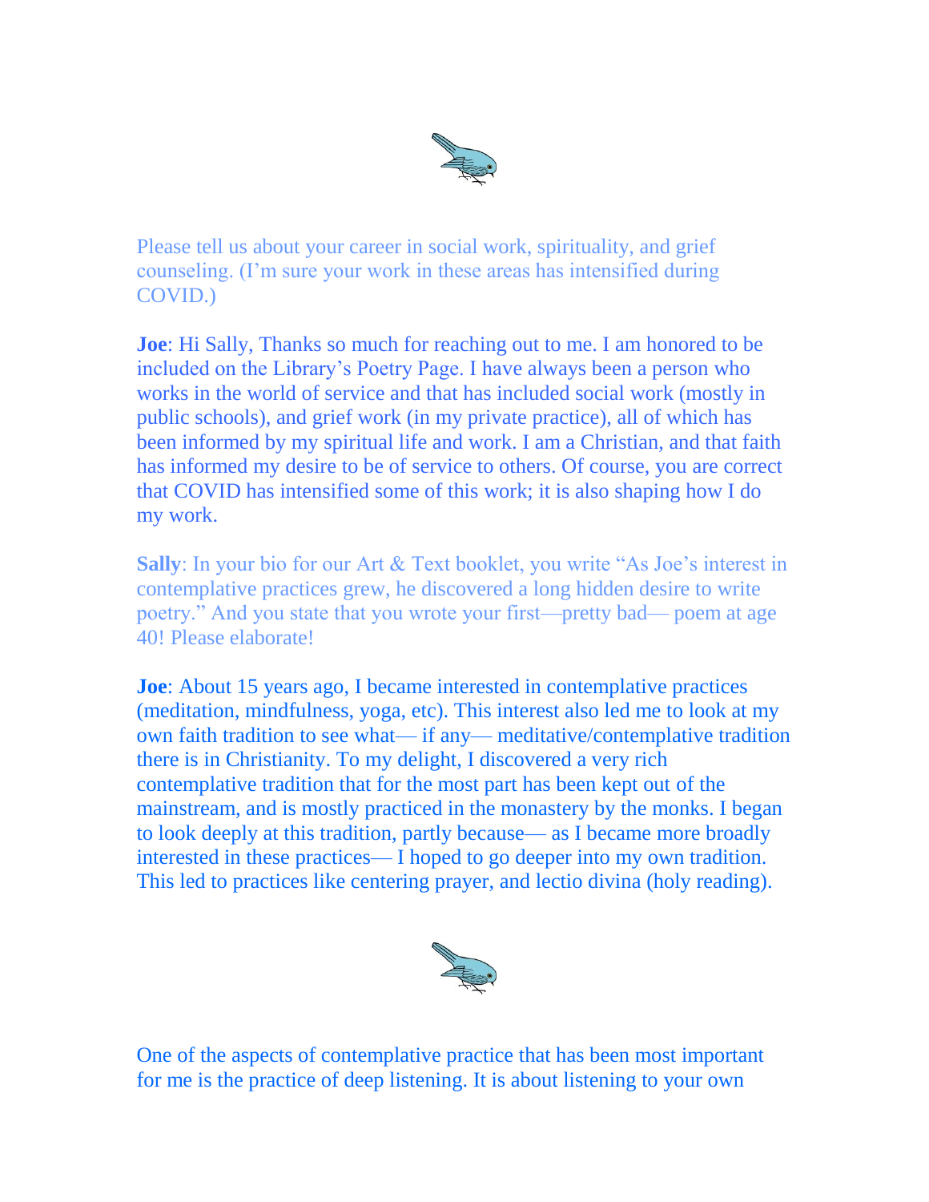Please tell us about your career in social work, spirituality, and grief counseling. (I'm sure your work in these areas has intensified during COVID.)

**Joe**: Hi Sally, Thanks so much for reaching out to me. I am honored to be included on the Library's Poetry Page. I have always been a person who works in the world of service and that has included social work (mostly in public schools), and grief work (in my private practice), all of which has been informed by my spiritual life and work. I am a Christian, and that faith has informed my desire to be of service to others. Of course, you are correct that COVID has intensified some of this work; it is also shaping how I do my work.

**Sally**: In your bio for our Art & Text booklet, you write "As Joe's interest in contemplative practices grew, he discovered a long hidden desire to write poetry." And you state that you wrote your first—pretty bad— poem at age 40! Please elaborate!

**Joe**: About 15 years ago, I became interested in contemplative practices (meditation, mindfulness, yoga, etc). This interest also led me to look at my own faith tradition to see what— if any— meditative/contemplative tradition there is in Christianity. To my delight, I discovered a very rich contemplative tradition that for the most part has been kept out of the mainstream, and is mostly practiced in the monastery by the monks. I began to look deeply at this tradition, partly because— as I became more broadly interested in these practices— I hoped to go deeper into my own tradition. This led to practices like centering prayer, and lectio divina (holy reading).

One of the aspects of contemplative practice that has been most important for me is the practice of deep listening. It is about listening to your own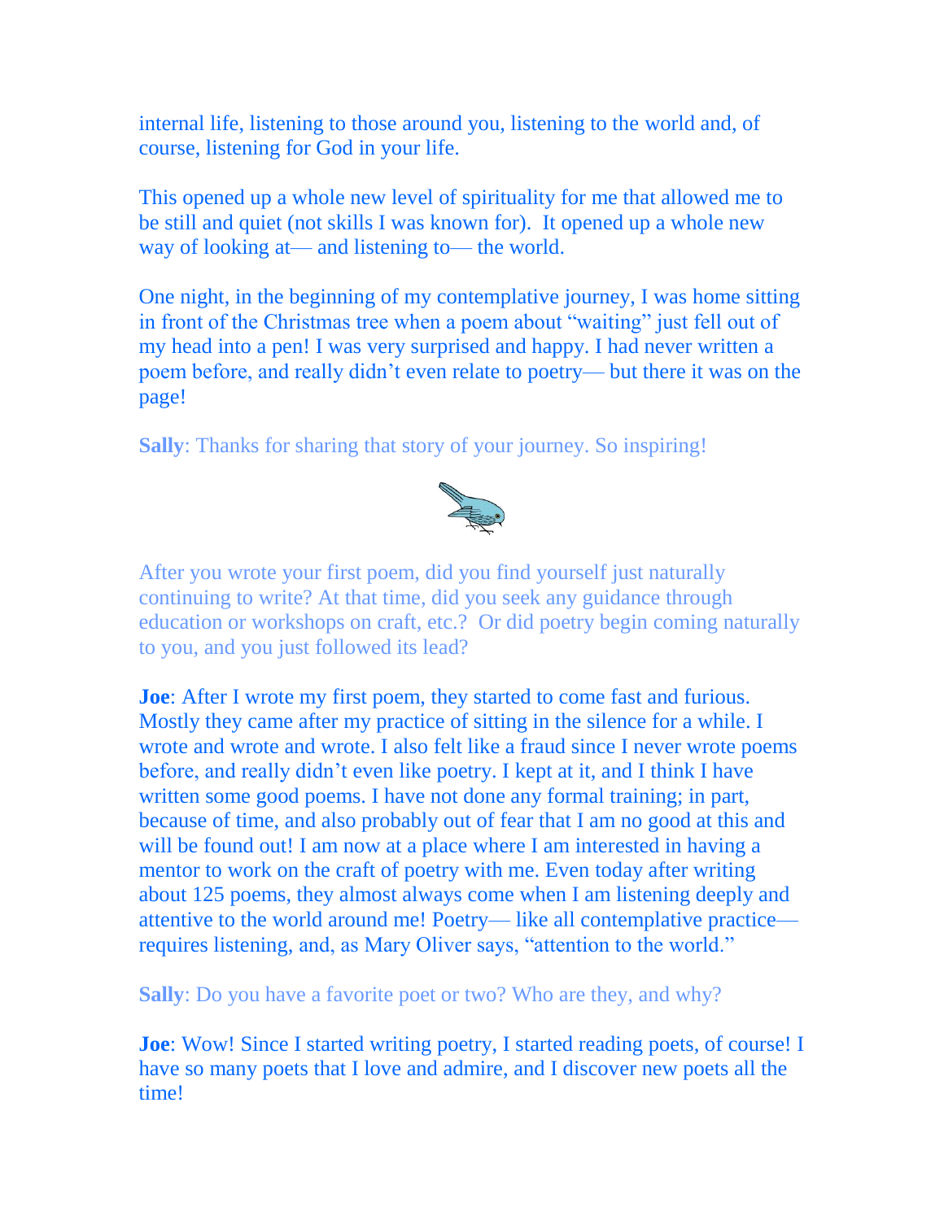internal life, listening to those around you, listening to the world and, of course, listening for God in your life.

This opened up a whole new level of spirituality for me that allowed me to be still and quiet (not skills I was known for). It opened up a whole new way of looking at— and listening to— the world.

One night, in the beginning of my contemplative journey, I was home sitting in front of the Christmas tree when a poem about "waiting" just fell out of my head into a pen! I was very surprised and happy. I had never written a poem before, and really didn't even relate to poetry— but there it was on the page!

**Sally**: Thanks for sharing that story of your journey. So inspiring!

After you wrote your first poem, did you find yourself just naturally continuing to write? At that time, did you seek any guidance through education or workshops on craft, etc.? Or did poetry begin coming naturally to you, and you just followed its lead?

**Joe**: After I wrote my first poem, they started to come fast and furious. Mostly they came after my practice of sitting in the silence for a while. I wrote and wrote and wrote. I also felt like a fraud since I never wrote poems before, and really didn't even like poetry. I kept at it, and I think I have written some good poems. I have not done any formal training; in part, because of time, and also probably out of fear that I am no good at this and will be found out! I am now at a place where I am interested in having a mentor to work on the craft of poetry with me. Even today after writing about 125 poems, they almost always come when I am listening deeply and attentive to the world around me! Poetry— like all contemplative practice— requires listening, and, as Mary Oliver says, "attention to the world."

**Sally**: Do you have a favorite poet or two? Who are they, and why?

**Joe**: Wow! Since I started writing poetry, I started reading poets, of course! I have so many poets that I love and admire, and I discover new poets all the time!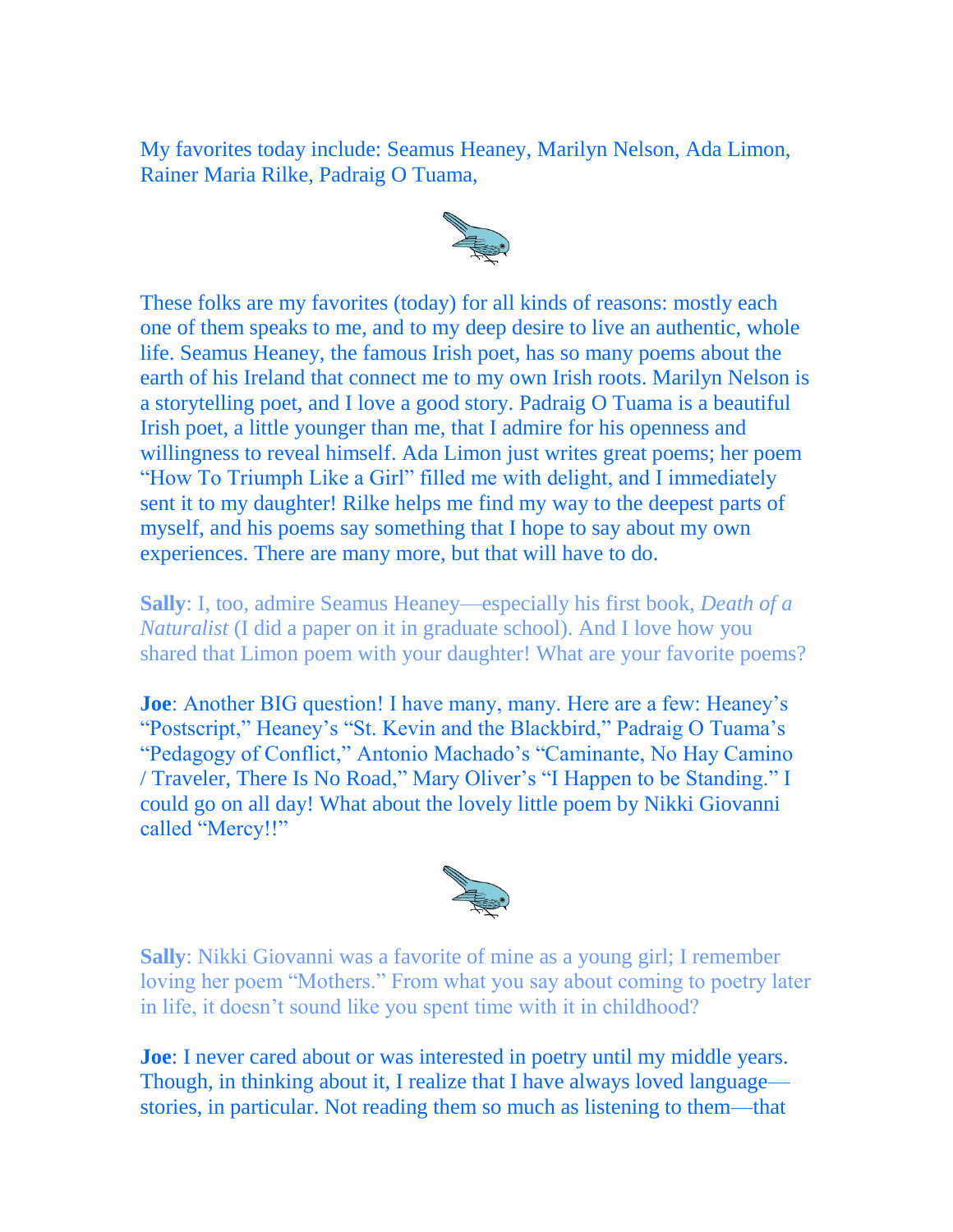My favorites today include: Seamus Heaney, Marilyn Nelson, Ada Limon, Rainer Maria Rilke, Padraig O Tuama,

These folks are my favorites (today) for all kinds of reasons: mostly each one of them speaks to me, and to my deep desire to live an authentic, whole life. Seamus Heaney, the famous Irish poet, has so many poems about the earth of his Ireland that connect me to my own Irish roots. Marilyn Nelson is a storytelling poet, and I love a good story. Padraig O Tuama is a beautiful Irish poet, a little younger than me, that I admire for his openness and willingness to reveal himself. Ada Limon just writes great poems; her poem "How To Triumph Like a Girl" filled me with delight, and I immediately sent it to my daughter! Rilke helps me find my way to the deepest parts of myself, and his poems say something that I hope to say about my own experiences. There are many more, but that will have to do.

**Sally**: I, too, admire Seamus Heaney—especially his first book, *Death of a Naturalist* (I did a paper on it in graduate school). And I love how you shared that Limon poem with your daughter! What are your favorite poems?

**Joe**: Another BIG question! I have many, many. Here are a few: Heaney's "Postscript," Heaney's "St. Kevin and the Blackbird," Padraig O Tuama's "Pedagogy of Conflict," Antonio Machado's "Caminante, No Hay Camino / Traveler, There Is No Road," Mary Oliver's "I Happen to be Standing." I could go on all day! What about the lovely little poem by Nikki Giovanni called "Mercy!!"

**Sally**: Nikki Giovanni was a favorite of mine as a young girl; I remember loving her poem "Mothers." From what you say about coming to poetry later in life, it doesn't sound like you spent time with it in childhood?

**Joe**: I never cared about or was interested in poetry until my middle years. Though, in thinking about it, I realize that I have always loved language—stories, in particular. Not reading them so much as listening to them—that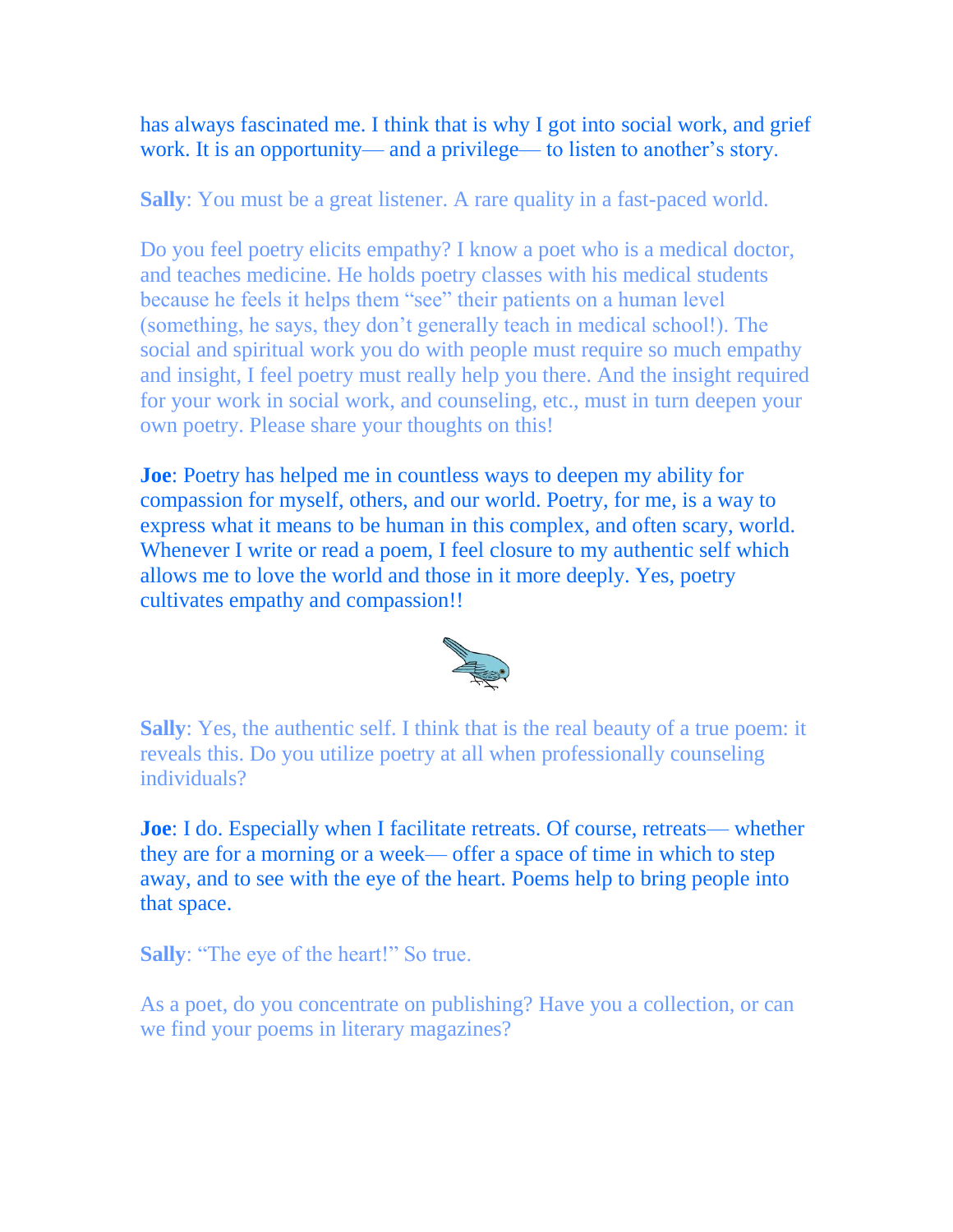has always fascinated me. I think that is why I got into social work, and grief work. It is an opportunity— and a privilege— to listen to another's story.

**Sally**: You must be a great listener. A rare quality in a fast-paced world.

Do you feel poetry elicits empathy? I know a poet who is a medical doctor, and teaches medicine. He holds poetry classes with his medical students because he feels it helps them "see" their patients on a human level (something, he says, they don't generally teach in medical school!). The social and spiritual work you do with people must require so much empathy and insight, I feel poetry must really help you there. And the insight required for your work in social work, and counseling, etc., must in turn deepen your own poetry. Please share your thoughts on this!

**Joe**: Poetry has helped me in countless ways to deepen my ability for compassion for myself, others, and our world. Poetry, for me, is a way to express what it means to be human in this complex, and often scary, world. Whenever I write or read a poem, I feel closure to my authentic self which allows me to love the world and those in it more deeply. Yes, poetry cultivates empathy and compassion!!

**Sally**: Yes, the authentic self. I think that is the real beauty of a true poem: it reveals this. Do you utilize poetry at all when professionally counseling individuals?

**Joe**: I do. Especially when I facilitate retreats. Of course, retreats— whether they are for a morning or a week— offer a space of time in which to step away, and to see with the eye of the heart. Poems help to bring people into that space.

**Sally**: "The eye of the heart!" So true.

As a poet, do you concentrate on publishing? Have you a collection, or can we find your poems in literary magazines?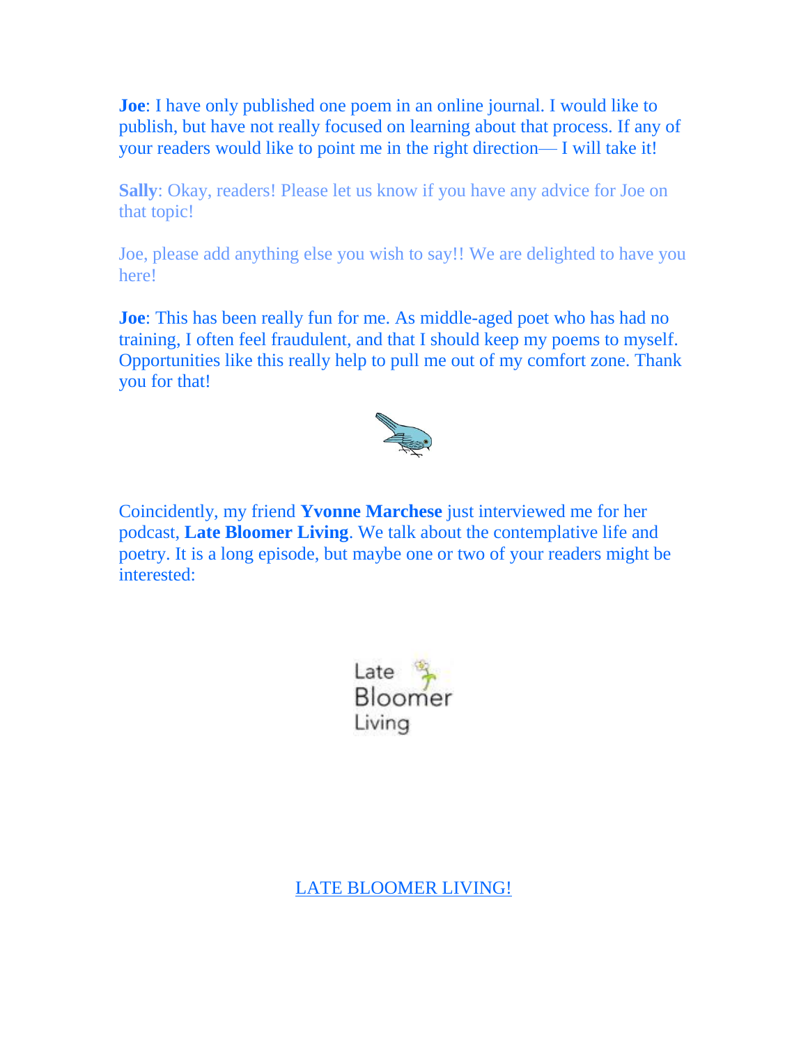**Joe**: I have only published one poem in an online journal. I would like to publish, but have not really focused on learning about that process. If any of your readers would like to point me in the right direction— I will take it!

**Sally**: Okay, readers! Please let us know if you have any advice for Joe on that topic!

Joe, please add anything else you wish to say!! We are delighted to have you here!

**Joe**: This has been really fun for me. As middle-aged poet who has had no training, I often feel fraudulent, and that I should keep my poems to myself. Opportunities like this really help to pull me out of my comfort zone. Thank you for that!

Coincidently, my friend **Yvonne Marchese** just interviewed me for her podcast, **Late Bloomer Living**. We talk about the contemplative life and poetry. It is a long episode, but maybe one or two of your readers might be interested:

Late Bloomer Living

LATE BLOOMER LIVING!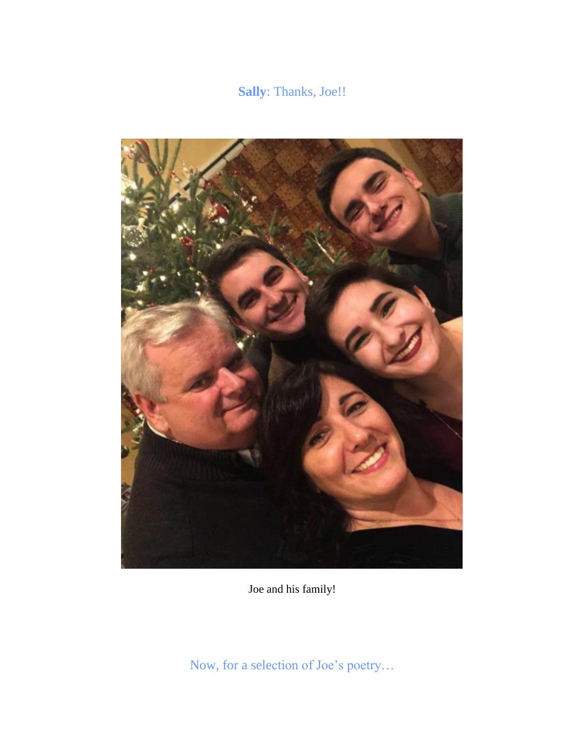**Sally**: Thanks, Joe!!

Joe and his family!

Now, for a selection of Joe’s poetry…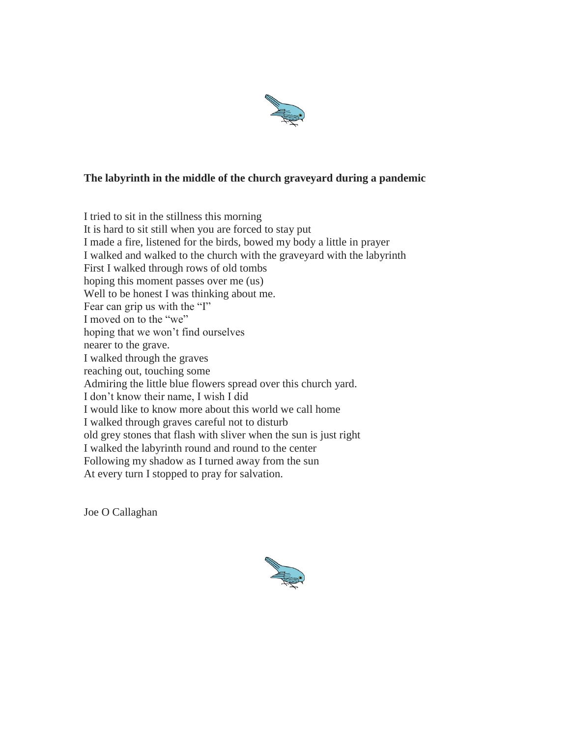**The labyrinth in the middle of the church graveyard during a pandemic**

I tried to sit in the stillness this morning  
It is hard to sit still when you are forced to stay put  
I made a fire, listened for the birds, bowed my body a little in prayer  
I walked and walked to the church with the graveyard with the labyrinth  
First I walked through rows of old tombs  
hoping this moment passes over me (us)  
Well to be honest I was thinking about me.  
Fear can grip us with the "I"  
I moved on to the "we"  
hoping that we won't find ourselves  
nearer to the grave.  
I walked through the graves  
reaching out, touching some  
Admiring the little blue flowers spread over this church yard.  
I don't know their name, I wish I did  
I would like to know more about this world we call home  
I walked through graves careful not to disturb  
old grey stones that flash with sliver when the sun is just right  
I walked the labyrinth round and round to the center  
Following my shadow as I turned away from the sun  
At every turn I stopped to pray for salvation.

Joe O Callaghan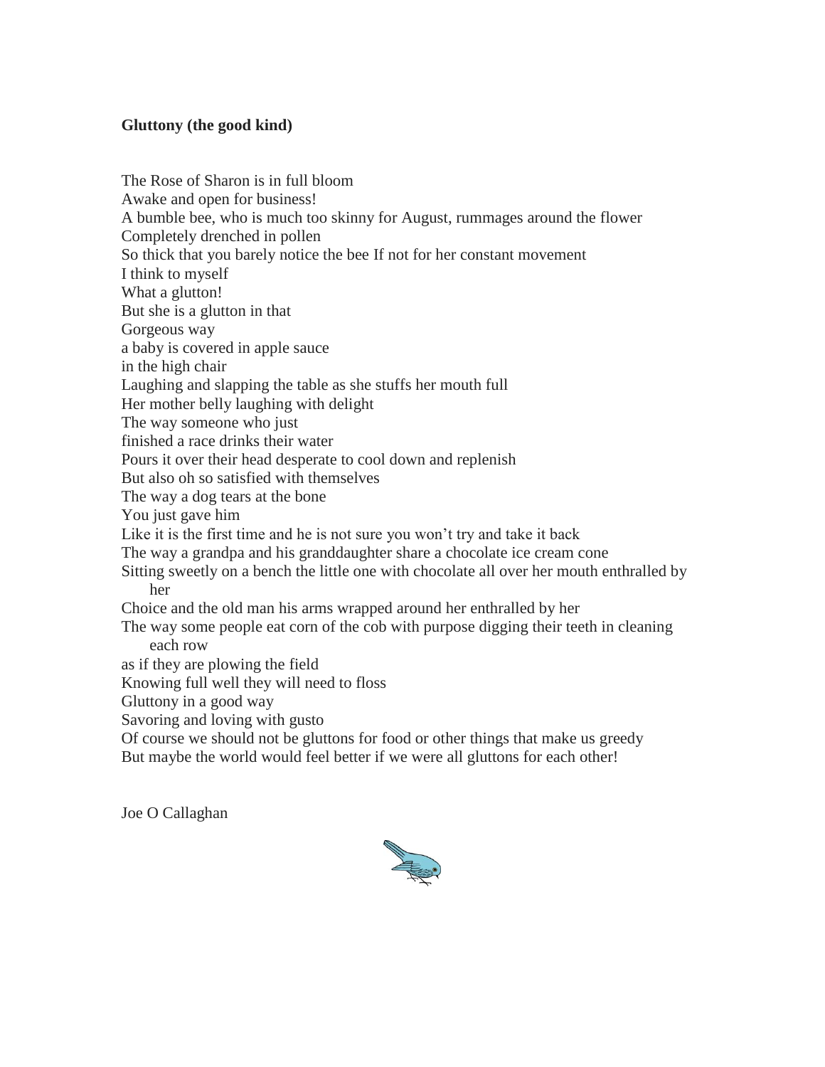**Gluttony (the good kind)**

The Rose of Sharon is in full bloom  
Awake and open for business!  
A bumble bee, who is much too skinny for August, rummages around the flower  
Completely drenched in pollen  
So thick that you barely notice the bee If not for her constant movement  
I think to myself  
What a glutton!  
But she is a glutton in that  
Gorgeous way  
a baby is covered in apple sauce  
in the high chair  
Laughing and slapping the table as she stuffs her mouth full  
Her mother belly laughing with delight  
The way someone who just  
finished a race drinks their water  
Pours it over their head desperate to cool down and replenish  
But also oh so satisfied with themselves  
The way a dog tears at the bone  
You just gave him  
Like it is the first time and he is not sure you won't try and take it back  
The way a grandpa and his granddaughter share a chocolate ice cream cone  
Sitting sweetly on a bench the little one with chocolate all over her mouth enthralled by her  
Choice and the old man his arms wrapped around her enthralled by her  
The way some people eat corn of the cob with purpose digging their teeth in cleaning each row  
as if they are plowing the field  
Knowing full well they will need to floss  
Gluttony in a good way  
Savoring and loving with gusto  
Of course we should not be gluttons for food or other things that make us greedy  
But maybe the world would feel better if we were all gluttons for each other!

Joe O Callaghan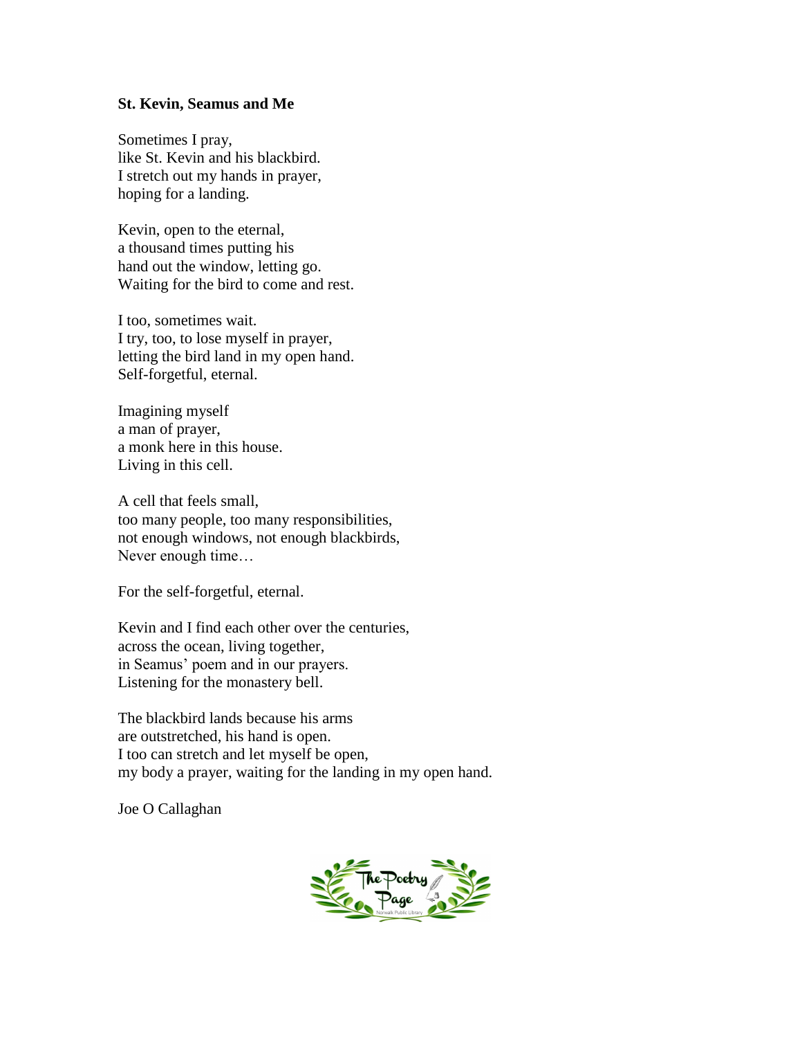**St. Kevin, Seamus and Me**

Sometimes I pray,  
like St. Kevin and his blackbird.  
I stretch out my hands in prayer,  
hoping for a landing.

Kevin, open to the eternal,  
a thousand times putting his  
hand out the window, letting go.  
Waiting for the bird to come and rest.

I too, sometimes wait.  
I try, too, to lose myself in prayer,  
letting the bird land in my open hand.  
Self-forgetful, eternal.

Imagining myself  
a man of prayer,  
a monk here in this house.  
Living in this cell.

A cell that feels small,  
too many people, too many responsibilities,  
not enough windows, not enough blackbirds,  
Never enough time…

For the self-forgetful, eternal.

Kevin and I find each other over the centuries,  
across the ocean, living together,  
in Seamus' poem and in our prayers.  
Listening for the monastery bell.

The blackbird lands because his arms  
are outstretched, his hand is open.  
I too can stretch and let myself be open,  
my body a prayer, waiting for the landing in my open hand.

Joe O Callaghan

The Poetry Page  
Norwalk Public Library